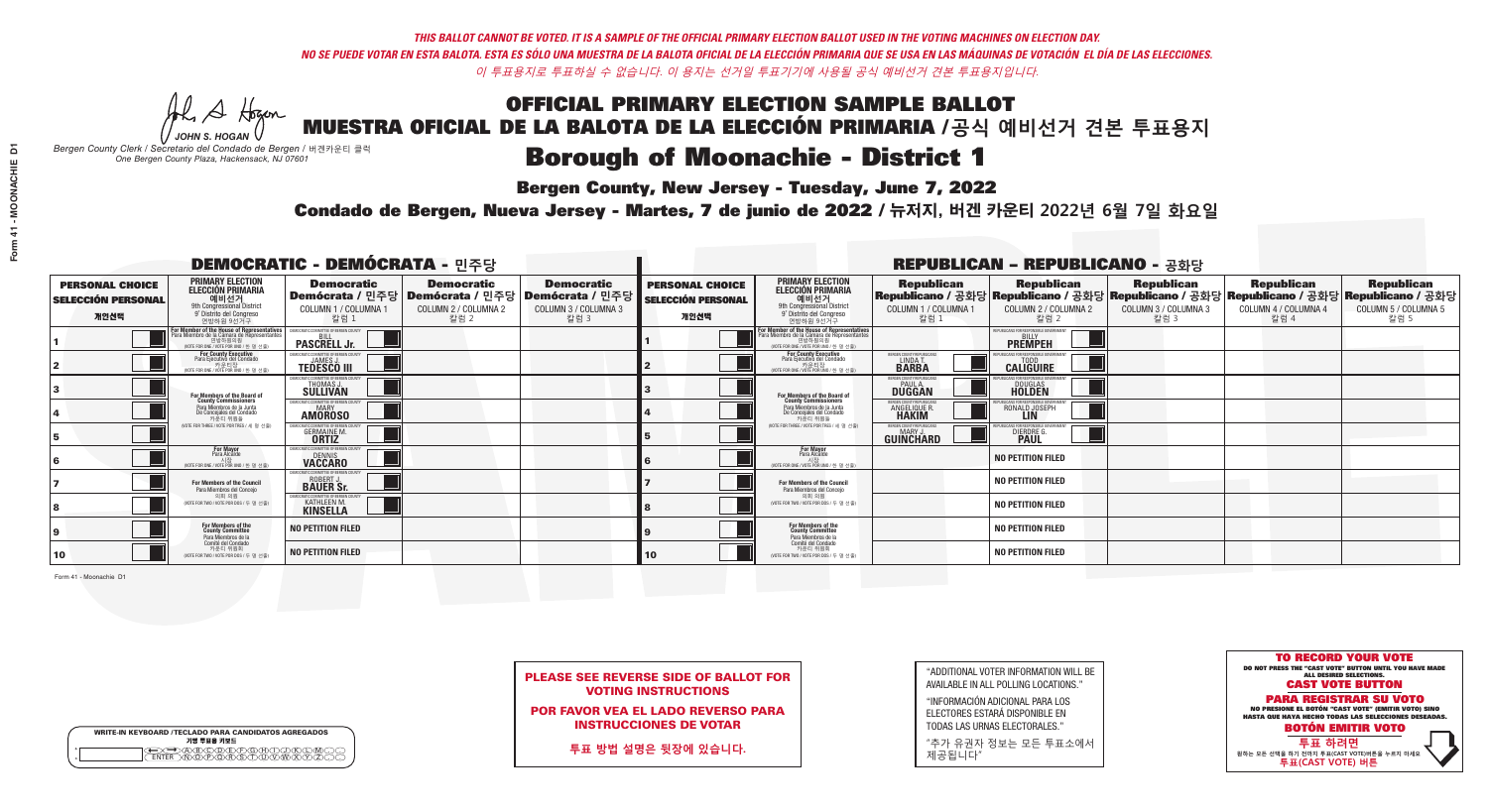*THIS BALLOT CANNOT BE VOTED. IT IS A SAMPLE OF THE OFFICIAL PRIMARY ELECTION BALLOT USED IN THE VOTING MACHINES ON ELECTION DAY.*

*NO SE PUEDE VOTAR EN ESTA BALOTA. ESTA ES SÓLO UNA MUESTRA DE LA BALOTA OFICIAL DE LA ELECCIÓN PRIMARIA QUE SE USA EN LAS MÁQUINAS DE VOTACIÓN EL DÍA DE LAS ELECCIONES.*

*이 투표용지로 투표하실 수 없습니다. 이 용지는 선거일 투표기기에 사용될 공식 예비선거 견본 투표용지입니다.*

JOHN S. HOGAN
*Bergen County Clerk / Secretario del Condado de Bergen / 버겐카운티 클럭*
*One Bergen County Plaza, Hackensack, NJ 07601*

# OFFICIAL PRIMARY ELECTION SAMPLE BALLOT
# MUESTRA OFICIAL DE LA BALOTA DE LA ELECCIÓN PRIMARIA /공식 예비선거 견본 투표용지
# Borough of Moonachie - District 1

**Bergen County, New Jersey - Tuesday, June 7, 2022**

**Condado de Bergen, Nueva Jersey - Martes, 7 de junio de 2022 / 뉴저지, 버겐 카운티 2022년 6월 7일 화요일**

## DEMOCRATIC - DEMÓCRATA - 민주당

| PERSONAL CHOICE / SELECCIÓN PERSONAL / 개인선택 | PRIMARY ELECTION / ELECCIÓN PRIMARIA / 예비선거 / 9th Congressional District / 9° Distrito del Congreso / 연방하원 9선거구 | Democratic / Demócrata / 민주당 COLUMN 1 / COLUMNA 1 / 칼럼 1 | Democratic / Demócrata / 민주당 COLUMN 2 / COLUMNA 2 / 칼럼 2 | Democratic / Demócrata / 민주당 COLUMN 3 / COLUMNA 3 / 칼럼 3 |
|---|---|---|---|---|
| 1 | For Member of the House of Representatives / Para Miembro de la Cámara de Representantes / 연방하원의원 (VOTE FOR ONE / VOTE POR UNO / 한 명 선출) | BILL PASCRELL Jr. | | |
| 2 | For County Executive / Para Ejecutivo del Condado / 카운티장 (VOTE FOR ONE / VOTE POR UNO / 한 명 선출) | JAMES J. TEDESCO III | | |
| 3 | For Members of the Board of County Commissioners / Para Miembros de la Junta De Concejales del Condado / 카운티 위원들 (VOTE FOR THREE / VOTE POR TRES / 세 명 선출) | THOMAS J. SULLIVAN | | |
| 4 | | MARY AMOROSO | | |
| 5 | | GERMAINE M. ORTIZ | | |
| 6 | For Mayor / Para Alcalde / 시장 (VOTE FOR ONE / VOTE POR UNO / 한 명 선출) | DENNIS VACCARO | | |
| 7 | For Members of the Council / Para Miembros del Concejo / 의회 의원 (VOTE FOR TWO / VOTE POR DOS / 두 명 선출) | ROBERT J. BAUER Sr. | | |
| 8 | | KATHLEEN M. KINSELLA | | |
| 9 | For Members of the County Committee / Para Miembros de la Comité del Condado / 카운티 위원회 (VOTE FOR TWO / VOTE POR DOS / 두 명 선출) | NO PETITION FILED | | |
| 10 | | NO PETITION FILED | | |

## REPUBLICAN - REPUBLICANO - 공화당

| PERSONAL CHOICE / SELECCIÓN PERSONAL / 개인선택 | PRIMARY ELECTION / ELECCIÓN PRIMARIA / 예비선거 / 9th Congressional District / 9° Distrito del Congreso / 연방하원 9선거구 | Republican / Republicano / 공화당 COLUMN 1 / COLUMNA 1 / 칼럼 1 | Republican / Republicano / 공화당 COLUMN 2 / COLUMNA 2 / 칼럼 2 | Republican / Republicano / 공화당 COLUMN 3 / COLUMNA 3 / 칼럼 3 | Republican / Republicano / 공화당 COLUMN 4 / COLUMNA 4 / 칼럼 4 | Republican / Republicano / 공화당 COLUMN 5 / COLUMNA 5 / 칼럼 5 |
|---|---|---|---|---|---|---|
| 1 | For Member of the House of Representatives / Para Miembro de la Cámara de Representantes / 연방하원의원 (VOTE FOR ONE / VOTE POR UNO / 한 명 선출) | | BILLY PREMPEH | | | |
| 2 | For County Executive / Para Ejecutivo del Condado / 카운티장 (VOTE FOR ONE / VOTE POR UNO / 한 명 선출) | LINDA T. BARBA | TODD CALIGUIRE | | | |
| 3 | For Members of the Board of County Commissioners / Para Miembros de la Junta De Concejales del Condado / 카운티 위원들 (VOTE FOR THREE / VOTE POR TRES / 세 명 선출) | PAUL A. DUGGAN | DOUGLAS HOLDEN | | | |
| 4 | | ANGELIQUE R. HAKIM | RONALD JOSEPH LIN | | | |
| 5 | | MARY J. GUINCHARD | DIERDRE G. PAUL | | | |
| 6 | For Mayor / Para Alcalde / 시장 (VOTE FOR ONE / VOTE POR UNO / 한 명 선출) | | NO PETITION FILED | | | |
| 7 | For Members of the Council / Para Miembros del Concejo / 의회 의원 (VOTE FOR TWO / VOTE POR DOS / 두 명 선출) | | NO PETITION FILED | | | |
| 8 | | | NO PETITION FILED | | | |
| 9 | For Members of the County Committee / Para Miembros de la Comité del Condado / 카운티 위원회 (VOTE FOR TWO / VOTE POR DOS / 두 명 선출) | | NO PETITION FILED | | | |
| 10 | | | NO PETITION FILED | | | |

Form 41 - Moonachie D1

**PLEASE SEE REVERSE SIDE OF BALLOT FOR VOTING INSTRUCTIONS**

**POR FAVOR VEA EL LADO REVERSO PARA INSTRUCCIONES DE VOTAR**

**투표 방법 설명은 뒷장에 있습니다.**

"ADDITIONAL VOTER INFORMATION WILL BE AVAILABLE IN ALL POLLING LOCATIONS."

"INFORMACIÓN ADICIONAL PARA LOS ELECTORES ESTARÁ DISPONIBLE EN TODAS LAS URNAS ELECTORALES."

"추가 유권자 정보는 모든 투표소에서 제공됩니다"

WRITE-IN KEYBOARD /TECLADO PARA CANDIDATOS AGREGADOS
기명 투표용 키보드

**TO RECORD YOUR VOTE**
DO NOT PRESS THE "CAST VOTE" BUTTON UNTIL YOU HAVE MADE ALL DESIRED SELECTIONS.
**CAST VOTE BUTTON**

**PARA REGISTRAR SU VOTO**
NO PRESIONE EL BOTÓN "CAST VOTE" (EMITIR VOTO) SINO HASTA QUE HAYA HECHO TODAS LAS SELECCIONES DESEADAS.
**BOTÓN EMITIR VOTO**

**투표 하려면**
원하는 모든 선택을 하기 전까지 투표(CAST VOTE)버튼을 누르지 마세요
**투표(CAST VOTE) 버튼**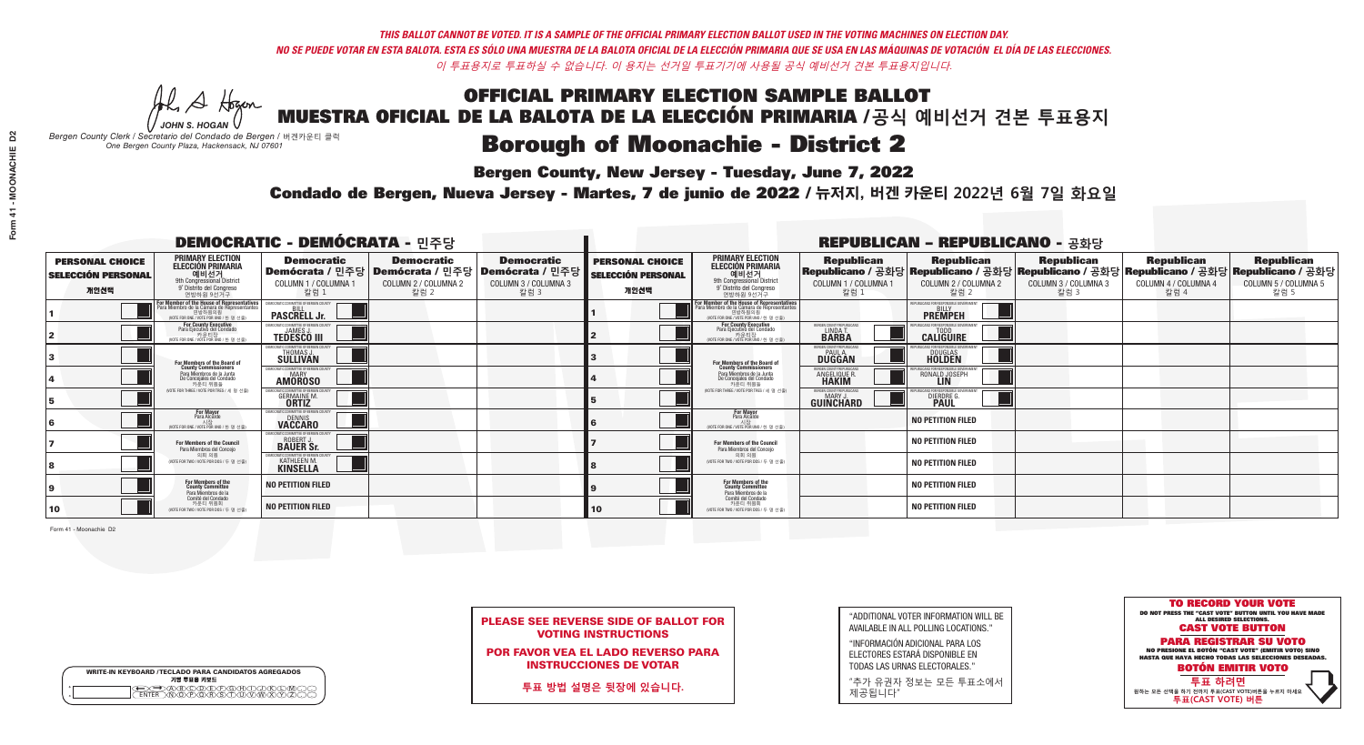*THIS BALLOT CANNOT BE VOTED. IT IS A SAMPLE OF THE OFFICIAL PRIMARY ELECTION BALLOT USED IN THE VOTING MACHINES ON ELECTION DAY.*
*NO SE PUEDE VOTAR EN ESTA BALOTA. ESTA ES SÓLO UNA MUESTRA DE LA BALOTA OFICIAL DE LA ELECCIÓN PRIMARIA QUE SE USA EN LAS MÁQUINAS DE VOTACIÓN EL DÍA DE LAS ELECCIONES.*
*이 투표용지로 투표하실 수 없습니다. 이 용지는 선거일 투표기기에 사용될 공식 예비선거 견본 투표용지입니다.*

JOHN S. HOGAN
*Bergen County Clerk / Secretario del Condado de Bergen / 버겐카운티 클럭*
*One Bergen County Plaza, Hackensack, NJ 07601*

# OFFICIAL PRIMARY ELECTION SAMPLE BALLOT
# MUESTRA OFICIAL DE LA BALOTA DE LA ELECCIÓN PRIMARIA /공식 예비선거 견본 투표용지

## Borough of Moonachie - District 2

**Bergen County, New Jersey - Tuesday, June 7, 2022**

**Condado de Bergen, Nueva Jersey - Martes, 7 de junio de 2022 / 뉴저지, 버겐 카운티 2022년 6월 7일 화요일**

### DEMOCRATIC - DEMÓCRATA - 민주당

| PERSONAL CHOICE / SELECCIÓN PERSONAL / 개인선택 | PRIMARY ELECTION / ELECCIÓN PRIMARIA / 예비선거 / 9th Congressional District / 9° Distrito del Congreso / 연방하원 9선거구 | Democratic / Demócrata / 민주당 COLUMN 1 / COLUMNA 1 / 칼럼 1 | Democratic / Demócrata / 민주당 COLUMN 2 / COLUMNA 2 / 칼럼 2 | Democratic / Demócrata / 민주당 COLUMN 3 / COLUMNA 3 / 칼럼 3 |
|---|---|---|---|---|
| 1 | For Member of the House of Representatives / Para Miembro de la Cámara de Representantes / 연방하원의원 (VOTE FOR ONE / VOTE POR UNO / 한 명 선출) | BILL PASCRELL Jr. | | |
| 2 | For County Executive / Para Ejecutivo del Condado / 카운티장 (VOTE FOR ONE / VOTE POR UNO / 한 명 선출) | JAMES J. TEDESCO III | | |
| 3 | For Members of the Board of County Commissioners / Para Miembros de la Junta De Concejales del Condado / 카운티 위원들 (VOTE FOR THREE / VOTE POR TRES / 세 명 선출) | THOMAS J. SULLIVAN | | |
| 4 | | MARY AMOROSO | | |
| 5 | | GERMAINE M. ORTIZ | | |
| 6 | For Mayor / Para Alcalde / 시장 (VOTE FOR ONE / VOTE POR UNO / 한 명 선출) | DENNIS VACCARO | | |
| 7 | For Members of the Council / Para Miembros del Concejo / 의회 의원 (VOTE FOR TWO / VOTE POR DOS / 두 명 선출) | ROBERT J. BAUER Sr. | | |
| 8 | | KATHLEEN M. KINSELLA | | |
| 9 | For Members of the County Committee / Para Miembros de la Comité del Condado / 카운티 위원회 (VOTE FOR TWO / VOTE POR DOS / 두 명 선출) | NO PETITION FILED | | |
| 10 | | NO PETITION FILED | | |

### REPUBLICAN - REPUBLICANO - 공화당

| PERSONAL CHOICE / SELECCIÓN PERSONAL / 개인선택 | PRIMARY ELECTION / ELECCIÓN PRIMARIA / 예비선거 / 9th Congressional District / 9° Distrito del Congreso / 연방하원 9선거구 | Republican / Republicano / 공화당 COLUMN 1 / COLUMNA 1 / 칼럼 1 | Republican / Republicano / 공화당 COLUMN 2 / COLUMNA 2 / 칼럼 2 | Republican / Republicano / 공화당 COLUMN 3 / COLUMNA 3 / 칼럼 3 | Republican / Republicano / 공화당 COLUMN 4 / COLUMNA 4 / 칼럼 4 | Republican / Republicano / 공화당 COLUMN 5 / COLUMNA 5 / 칼럼 5 |
|---|---|---|---|---|---|---|
| 1 | For Member of the House of Representatives / Para Miembro de la Cámara de Representantes / 연방하원의원 (VOTE FOR ONE / VOTE POR UNO / 한 명 선출) | | BILLY PREMPEH | | | |
| 2 | For County Executive / Para Ejecutivo del Condado / 카운티장 (VOTE FOR ONE / VOTE POR UNO / 한 명 선출) | LINDA T. BARBA | TODD CALIGUIRE | | | |
| 3 | For Members of the Board of County Commissioners / Para Miembros de la Junta De Concejales del Condado / 카운티 위원들 (VOTE FOR THREE / VOTE POR TRES / 세 명 선출) | PAUL A. DUGGAN | DOUGLAS HOLDEN | | | |
| 4 | | ANGELIQUE R. HAKIM | RONALD JOSEPH LIN | | | |
| 5 | | MARY J. GUINCHARD | DIERDRE G. PAUL | | | |
| 6 | For Mayor / Para Alcalde / 시장 (VOTE FOR ONE / VOTE POR UNO / 한 명 선출) | | NO PETITION FILED | | | |
| 7 | For Members of the Council / Para Miembros del Concejo / 의회 의원 (VOTE FOR TWO / VOTE POR DOS / 두 명 선출) | | NO PETITION FILED | | | |
| 8 | | | NO PETITION FILED | | | |
| 9 | For Members of the County Committee / Para Miembros de la Comité del Condado / 카운티 위원회 (VOTE FOR TWO / VOTE POR DOS / 두 명 선출) | | NO PETITION FILED | | | |
| 10 | | | NO PETITION FILED | | | |

Form 41 - Moonachie D2

**PLEASE SEE REVERSE SIDE OF BALLOT FOR VOTING INSTRUCTIONS**

**POR FAVOR VEA EL LADO REVERSO PARA INSTRUCCIONES DE VOTAR**

**투표 방법 설명은 뒷장에 있습니다.**

"ADDITIONAL VOTER INFORMATION WILL BE AVAILABLE IN ALL POLLING LOCATIONS."

"INFORMACIÓN ADICIONAL PARA LOS ELECTORES ESTARÁ DISPONIBLE EN TODAS LAS URNAS ELECTORALES."

"추가 유권자 정보는 모든 투표소에서 제공됩니다"

WRITE-IN KEYBOARD /TECLADO PARA CANDIDATOS AGREGADOS
기명 투표용 키보드

**TO RECORD YOUR VOTE**
DO NOT PRESS THE "CAST VOTE" BUTTON UNTIL YOU HAVE MADE ALL DESIRED SELECTIONS.
**CAST VOTE BUTTON**

**PARA REGISTRAR SU VOTO**
NO PRESIONE EL BOTÓN "CAST VOTE" (EMITIR VOTO) SINO HASTA QUE HAYA HECHO TODAS LAS SELECCIONES DESEADAS.
**BOTÓN EMITIR VOTO**

**투표 하려면**
원하는 모든 선택을 하기 전까지 투표(CAST VOTE)버튼을 누르지 마세요.
**투표(CAST VOTE) 버튼**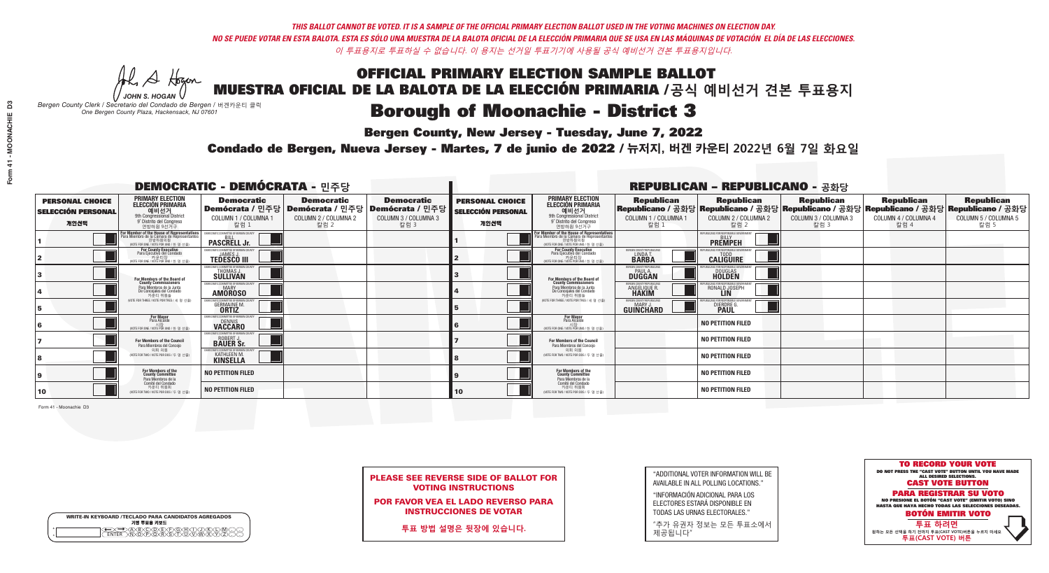THIS BALLOT CANNOT BE VOTED. IT IS A SAMPLE OF THE OFFICIAL PRIMARY ELECTION BALLOT USED IN THE VOTING MACHINES ON ELECTION DAY.
NO SE PUEDE VOTAR EN ESTA BALOTA. ESTA ES SÓLO UNA MUESTRA DE LA BALOTA OFICIAL DE LA ELECCIÓN PRIMARIA QUE SE USA EN LAS MÁQUINAS DE VOTACIÓN EL DÍA DE LAS ELECCIONES.
이 투표용지로 투표하실 수 없습니다. 이 용지는 선거일 투표기기에 사용될 공식 예비선거 견본 투표용지입니다.

JOHN S. HOGAN
Bergen County Clerk / Secretario del Condado de Bergen / 버겐카운티 클럭
One Bergen County Plaza, Hackensack, NJ 07601

# OFFICIAL PRIMARY ELECTION SAMPLE BALLOT
# MUESTRA OFICIAL DE LA BALOTA DE LA ELECCIÓN PRIMARIA / 공식 예비선거 견본 투표용지
# Borough of Moonachie - District 3

**Bergen County, New Jersey - Tuesday, June 7, 2022**

**Condado de Bergen, Nueva Jersey - Martes, 7 de junio de 2022 / 뉴저지, 버겐 카운티 2022년 6월 7일 화요일**

## DEMOCRATIC - DEMÓCRATA - 민주당

| PERSONAL CHOICE / SELECCIÓN PERSONAL / 개인선택 | PRIMARY ELECTION / ELECCIÓN PRIMARIA / 예비선거 | Democratic / Demócrata / 민주당 COLUMN 1 / COLUMNA 1 / 칼럼 1 | Democratic / Demócrata / 민주당 COLUMN 2 / COLUMNA 2 / 칼럼 2 | Democratic / Demócrata / 민주당 COLUMN 3 / COLUMNA 3 / 칼럼 3 |
|---|---|---|---|---|
| 1 | For Member of the House of Representatives / Para Miembro de la Cámara de Representantes / 연방하원의원 (VOTE FOR ONE / VOTE POR UNO / 한 명 선출) | BILL PASCRELL Jr. | | |
| 2 | For County Executive / Para Ejecutivo del Condado / 카운티장 (VOTE FOR ONE / VOTE POR UNO / 한 명 선출) | JAMES J. TEDESCO III | | |
| 3 | For Members of the Board of County Commissioners / Para Miembros de la Junta De Concejales del Condado / 카운티 위원들 (VOTE FOR THREE / VOTE POR TRES / 세 명 선출) | THOMAS J. SULLIVAN | | |
| 4 | | MARY AMOROSO | | |
| 5 | | GERMAINE M. ORTIZ | | |
| 6 | For Mayor / Para Alcalde / 시장 (VOTE FOR ONE / VOTE POR UNO / 한 명 선출) | DENNIS VACCARO | | |
| 7 | For Members of the Council / Para Miembros del Concejo / 의회 의원 (VOTE FOR TWO / VOTE POR DOS / 두 명 선출) | ROBERT J. BAUER Sr. | | |
| 8 | | KATHLEEN M. KINSELLA | | |
| 9 | For Members of the County Committee / Para Miembros de la Comité del Condado / 카운티 위원회 (VOTE FOR TWO / VOTE POR DOS / 두 명 선출) | NO PETITION FILED | | |
| 10 | | NO PETITION FILED | | |

## REPUBLICAN - REPUBLICANO - 공화당

| PERSONAL CHOICE / SELECCIÓN PERSONAL / 개인선택 | PRIMARY ELECTION / ELECCIÓN PRIMARIA / 예비선거 | Republican / Republicano / 공화당 COLUMN 1 / COLUMNA 1 / 칼럼 1 | Republican / Republicano / 공화당 COLUMN 2 / COLUMNA 2 / 칼럼 2 | Republican / Republicano / 공화당 COLUMN 3 / COLUMNA 3 / 칼럼 3 | Republican / Republicano / 공화당 COLUMN 4 / COLUMNA 4 / 칼럼 4 | Republican / Republicano / 공화당 COLUMN 5 / COLUMNA 5 / 칼럼 5 |
|---|---|---|---|---|---|---|
| 1 | For Member of the House of Representatives / Para Miembro de la Cámara de Representantes / 연방하원의원 (VOTE FOR ONE / VOTE POR UNO / 한 명 선출) | | BILLY PREMPEH | | | |
| 2 | For County Executive / Para Ejecutivo del Condado / 카운티장 (VOTE FOR ONE / VOTE POR UNO / 한 명 선출) | LINDA T. BARBA | TODD CALIGUIRE | | | |
| 3 | For Members of the Board of County Commissioners / Para Miembros de la Junta De Concejales del Condado / 카운티 위원들 (VOTE FOR THREE / VOTE POR TRES / 세 명 선출) | PAUL A. DUGGAN | DOUGLAS HOLDEN | | | |
| 4 | | ANGELIQUE R. HAKIM | RONALD JOSEPH LIN | | | |
| 5 | | MARY J. GUINCHARD | DIERDRE G. PAUL | | | |
| 6 | For Mayor / Para Alcalde / 시장 (VOTE FOR ONE / VOTE POR UNO / 한 명 선출) | | NO PETITION FILED | | | |
| 7 | For Members of the Council / Para Miembros del Concejo / 의회 의원 (VOTE FOR TWO / VOTE POR DOS / 두 명 선출) | | NO PETITION FILED | | | |
| 8 | | | NO PETITION FILED | | | |
| 9 | For Members of the County Committee / Para Miembros de la Comité del Condado / 카운티 위원회 (VOTE FOR TWO / VOTE POR DOS / 두 명 선출) | | NO PETITION FILED | | | |
| 10 | | | NO PETITION FILED | | | |

Form 41 - Moonachie D3

WRITE-IN KEYBOARD / TECLADO PARA CANDIDATOS AGREGADOS / 기명 투표용 키보드

**PLEASE SEE REVERSE SIDE OF BALLOT FOR VOTING INSTRUCTIONS**

**POR FAVOR VEA EL LADO REVERSO PARA INSTRUCCIONES DE VOTAR**

**투표 방법 설명은 뒷장에 있습니다.**

"ADDITIONAL VOTER INFORMATION WILL BE AVAILABLE IN ALL POLLING LOCATIONS."

"INFORMACIÓN ADICIONAL PARA LOS ELECTORES ESTARÁ DISPONIBLE EN TODAS LAS URNAS ELECTORALES."

"추가 유권자 정보는 모든 투표소에서 제공됩니다"

**TO RECORD YOUR VOTE**
DO NOT PRESS THE "CAST VOTE" BUTTON UNTIL YOU HAVE MADE ALL DESIRED SELECTIONS.
**CAST VOTE BUTTON**

**PARA REGISTRAR SU VOTO**
NO PRESIONE EL BOTÓN "CAST VOTE" (EMITIR VOTO) SINO HASTA QUE HAYA HECHO TODAS LAS SELECCIONES DESEADAS.
**BOTÓN EMITIR VOTO**

**투표 하려면**
원하는 모든 선택을 하기 전까지 투표(CAST VOTE)버튼을 누르지 마세요
**투표(CAST VOTE) 버튼**